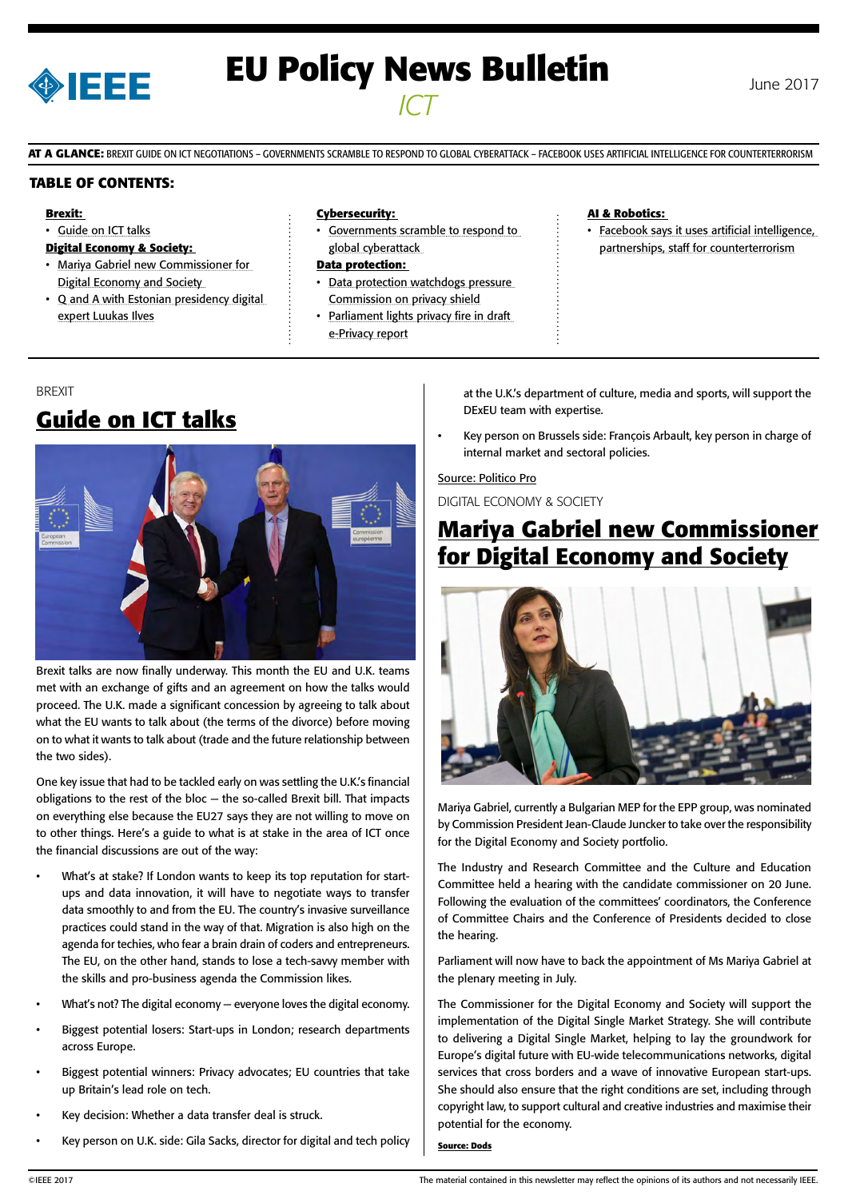# EU Policy News Bulletin

*ICT*

June 2017

**AT A GLANCE:** BREXIT GUIDE ON ICT NEGOTIATIONS – GOVERNMENTS SCRAMBLE TO RESPOND TO GLOBAL CYBERATTACK – FACEBOOK USES ARTIFICIAL INTELLIGENCE FOR COUNTERTERRORISM

## TABLE OF CONTENTS:

**Brexit:**
- Guide on ICT talks

**Digital Economy & Society:**
- Mariya Gabriel new Commissioner for Digital Economy and Society
- Q and A with Estonian presidency digital expert Luukas Ilves

**Cybersecurity:**
- Governments scramble to respond to global cyberattack

**Data protection:**
- Data protection watchdogs pressure Commission on privacy shield
- Parliament lights privacy fire in draft e-Privacy report

**AI & Robotics:**
- Facebook says it uses artificial intelligence, partnerships, staff for counterterrorism

BREXIT

## Guide on ICT talks

Brexit talks are now finally underway. This month the EU and U.K. teams met with an exchange of gifts and an agreement on how the talks would proceed. The U.K. made a significant concession by agreeing to talk about what the EU wants to talk about (the terms of the divorce) before moving on to what it wants to talk about (trade and the future relationship between the two sides).

One key issue that had to be tackled early on was settling the U.K.'s financial obligations to the rest of the bloc — the so-called Brexit bill. That impacts on everything else because the EU27 says they are not willing to move on to other things. Here's a guide to what is at stake in the area of ICT once the financial discussions are out of the way:

- What's at stake? If London wants to keep its top reputation for start-ups and data innovation, it will have to negotiate ways to transfer data smoothly to and from the EU. The country's invasive surveillance practices could stand in the way of that. Migration is also high on the agenda for techies, who fear a brain drain of coders and entrepreneurs. The EU, on the other hand, stands to lose a tech-savvy member with the skills and pro-business agenda the Commission likes.
- What's not? The digital economy — everyone loves the digital economy.
- Biggest potential losers: Start-ups in London; research departments across Europe.
- Biggest potential winners: Privacy advocates; EU countries that take up Britain's lead role on tech.
- Key decision: Whether a data transfer deal is struck.
- Key person on U.K. side: Gila Sacks, director for digital and tech policy at the U.K.'s department of culture, media and sports, will support the DExEU team with expertise.
- Key person on Brussels side: François Arbault, key person in charge of internal market and sectoral policies.

Source: Politico Pro

DIGITAL ECONOMY & SOCIETY

## Mariya Gabriel new Commissioner for Digital Economy and Society

Mariya Gabriel, currently a Bulgarian MEP for the EPP group, was nominated by Commission President Jean-Claude Juncker to take over the responsibility for the Digital Economy and Society portfolio.

The Industry and Research Committee and the Culture and Education Committee held a hearing with the candidate commissioner on 20 June. Following the evaluation of the committees' coordinators, the Conference of Committee Chairs and the Conference of Presidents decided to close the hearing.

Parliament will now have to back the appointment of Ms Mariya Gabriel at the plenary meeting in July.

The Commissioner for the Digital Economy and Society will support the implementation of the Digital Single Market Strategy. She will contribute to delivering a Digital Single Market, helping to lay the groundwork for Europe's digital future with EU-wide telecommunications networks, digital services that cross borders and a wave of innovative European start-ups. She should also ensure that the right conditions are set, including through copyright law, to support cultural and creative industries and maximise their potential for the economy.

**Source: Dods**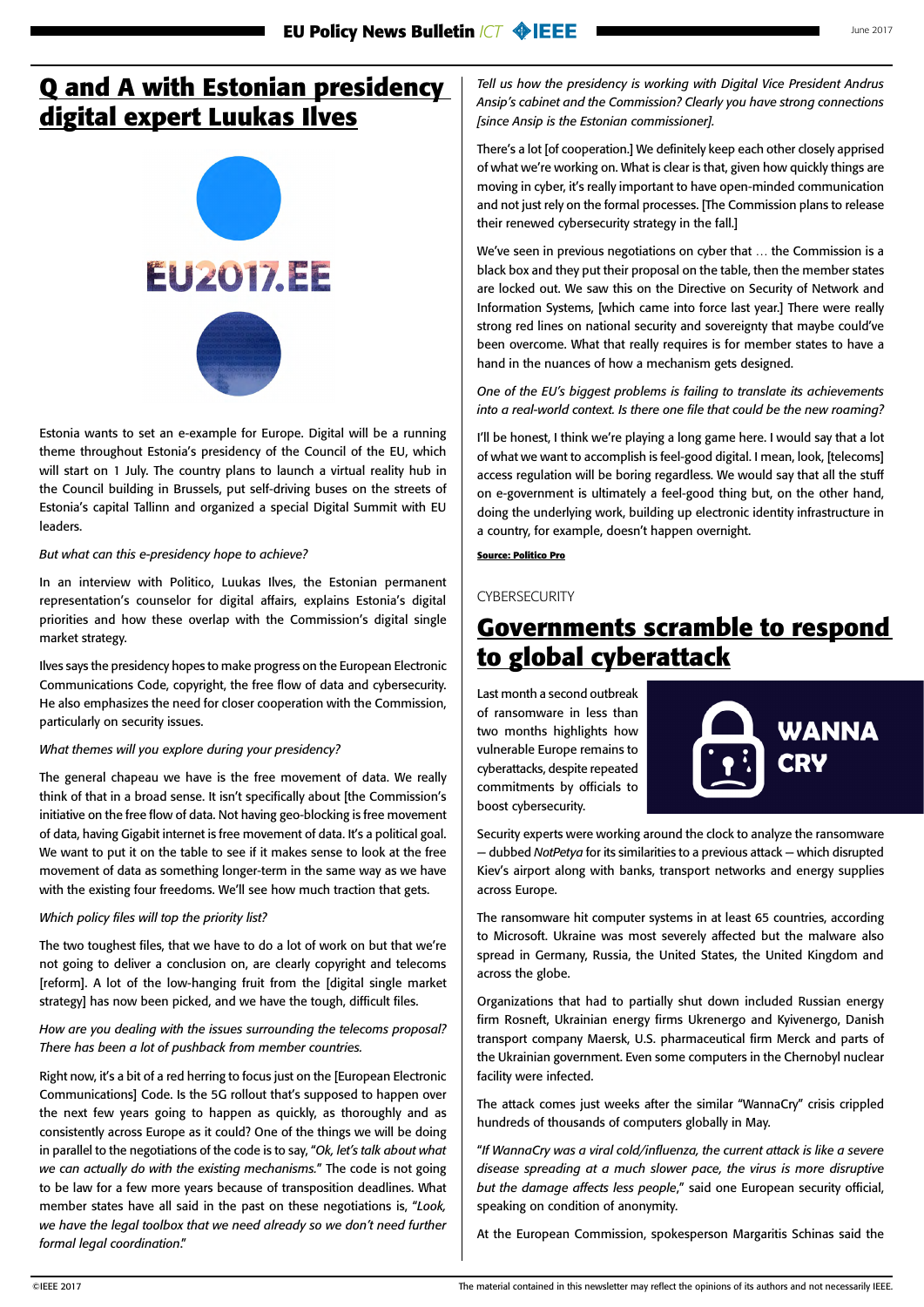# Q and A with Estonian presidency digital expert Luukas Ilves

Estonia wants to set an e-example for Europe. Digital will be a running theme throughout Estonia's presidency of the Council of the EU, which will start on 1 July. The country plans to launch a virtual reality hub in the Council building in Brussels, put self-driving buses on the streets of Estonia's capital Tallinn and organized a special Digital Summit with EU leaders.

*But what can this e-presidency hope to achieve?*

In an interview with Politico, Luukas Ilves, the Estonian permanent representation's counselor for digital affairs, explains Estonia's digital priorities and how these overlap with the Commission's digital single market strategy.

Ilves says the presidency hopes to make progress on the European Electronic Communications Code, copyright, the free flow of data and cybersecurity. He also emphasizes the need for closer cooperation with the Commission, particularly on security issues.

*What themes will you explore during your presidency?*

The general chapeau we have is the free movement of data. We really think of that in a broad sense. It isn't specifically about [the Commission's initiative on the free flow of data. Not having geo-blocking is free movement of data, having Gigabit internet is free movement of data. It's a political goal. We want to put it on the table to see if it makes sense to look at the free movement of data as something longer-term in the same way as we have with the existing four freedoms. We'll see how much traction that gets.

*Which policy files will top the priority list?*

The two toughest files, that we have to do a lot of work on but that we're not going to deliver a conclusion on, are clearly copyright and telecoms [reform]. A lot of the low-hanging fruit from the [digital single market strategy] has now been picked, and we have the tough, difficult files.

*How are you dealing with the issues surrounding the telecoms proposal? There has been a lot of pushback from member countries.*

Right now, it's a bit of a red herring to focus just on the [European Electronic Communications] Code. Is the 5G rollout that's supposed to happen over the next few years going to happen as quickly, as thoroughly and as consistently across Europe as it could? One of the things we will be doing in parallel to the negotiations of the code is to say, "*Ok, let's talk about what we can actually do with the existing mechanisms.*" The code is not going to be law for a few more years because of transposition deadlines. What member states have all said in the past on these negotiations is, "*Look, we have the legal toolbox that we need already so we don't need further formal legal coordination.*"

*Tell us how the presidency is working with Digital Vice President Andrus Ansip's cabinet and the Commission? Clearly you have strong connections [since Ansip is the Estonian commissioner].*

There's a lot [of cooperation.] We definitely keep each other closely apprised of what we're working on. What is clear is that, given how quickly things are moving in cyber, it's really important to have open-minded communication and not just rely on the formal processes. [The Commission plans to release their renewed cybersecurity strategy in the fall.]

We've seen in previous negotiations on cyber that … the Commission is a black box and they put their proposal on the table, then the member states are locked out. We saw this on the Directive on Security of Network and Information Systems, [which came into force last year.] There were really strong red lines on national security and sovereignty that maybe could've been overcome. What that really requires is for member states to have a hand in the nuances of how a mechanism gets designed.

*One of the EU's biggest problems is failing to translate its achievements into a real-world context. Is there one file that could be the new roaming?*

I'll be honest, I think we're playing a long game here. I would say that a lot of what we want to accomplish is feel-good digital. I mean, look, [telecoms] access regulation will be boring regardless. We would say that all the stuff on e-government is ultimately a feel-good thing but, on the other hand, doing the underlying work, building up electronic identity infrastructure in a country, for example, doesn't happen overnight.

**Source: Politico Pro**

CYBERSECURITY

# Governments scramble to respond to global cyberattack

Last month a second outbreak of ransomware in less than two months highlights how vulnerable Europe remains to cyberattacks, despite repeated commitments by officials to boost cybersecurity.

Security experts were working around the clock to analyze the ransomware — dubbed *NotPetya* for its similarities to a previous attack — which disrupted Kiev's airport along with banks, transport networks and energy supplies across Europe.

The ransomware hit computer systems in at least 65 countries, according to Microsoft. Ukraine was most severely affected but the malware also spread in Germany, Russia, the United States, the United Kingdom and across the globe.

Organizations that had to partially shut down included Russian energy firm Rosneft, Ukrainian energy firms Ukrenergo and Kyivenergo, Danish transport company Maersk, U.S. pharmaceutical firm Merck and parts of the Ukrainian government. Even some computers in the Chernobyl nuclear facility were infected.

The attack comes just weeks after the similar "WannaCry" crisis crippled hundreds of thousands of computers globally in May.

"*If WannaCry was a viral cold/influenza, the current attack is like a severe disease spreading at a much slower pace, the virus is more disruptive but the damage affects less people*," said one European security official, speaking on condition of anonymity.

At the European Commission, spokesperson Margaritis Schinas said the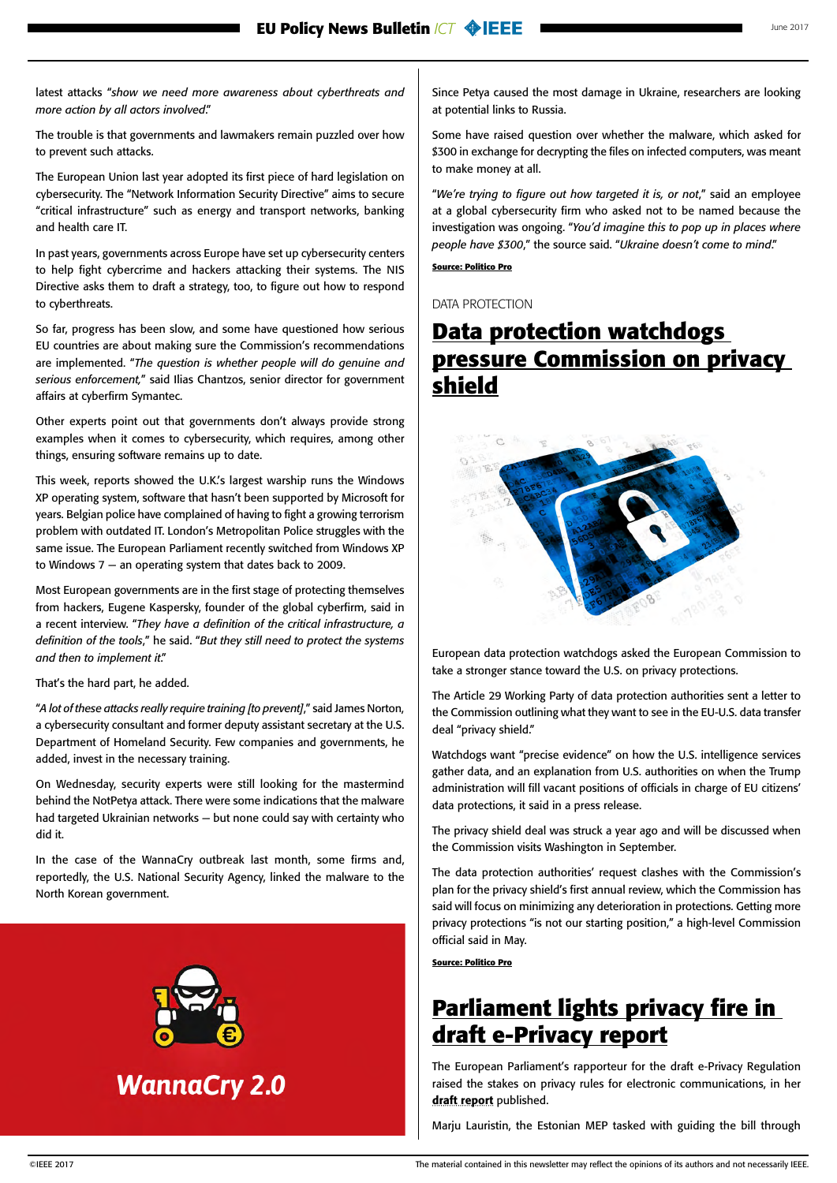latest attacks "*show we need more awareness about cyberthreats and more action by all actors involved*."

The trouble is that governments and lawmakers remain puzzled over how to prevent such attacks.

The European Union last year adopted its first piece of hard legislation on cybersecurity. The "Network Information Security Directive" aims to secure "critical infrastructure" such as energy and transport networks, banking and health care IT.

In past years, governments across Europe have set up cybersecurity centers to help fight cybercrime and hackers attacking their systems. The NIS Directive asks them to draft a strategy, too, to figure out how to respond to cyberthreats.

So far, progress has been slow, and some have questioned how serious EU countries are about making sure the Commission's recommendations are implemented. "*The question is whether people will do genuine and serious enforcement*," said Ilias Chantzos, senior director for government affairs at cyberfirm Symantec.

Other experts point out that governments don't always provide strong examples when it comes to cybersecurity, which requires, among other things, ensuring software remains up to date.

This week, reports showed the U.K.'s largest warship runs the Windows XP operating system, software that hasn't been supported by Microsoft for years. Belgian police have complained of having to fight a growing terrorism problem with outdated IT. London's Metropolitan Police struggles with the same issue. The European Parliament recently switched from Windows XP to Windows 7 — an operating system that dates back to 2009.

Most European governments are in the first stage of protecting themselves from hackers, Eugene Kaspersky, founder of the global cyberfirm, said in a recent interview. "*They have a definition of the critical infrastructure, a definition of the tools*," he said. "*But they still need to protect the systems and then to implement it*."

That's the hard part, he added.

"*A lot of these attacks really require training [to prevent]*," said James Norton, a cybersecurity consultant and former deputy assistant secretary at the U.S. Department of Homeland Security. Few companies and governments, he added, invest in the necessary training.

On Wednesday, security experts were still looking for the mastermind behind the NotPetya attack. There were some indications that the malware had targeted Ukrainian networks — but none could say with certainty who did it.

In the case of the WannaCry outbreak last month, some firms and, reportedly, the U.S. National Security Agency, linked the malware to the North Korean government.

WannaCry 2.0

Since Petya caused the most damage in Ukraine, researchers are looking at potential links to Russia.

Some have raised question over whether the malware, which asked for $300 in exchange for decrypting the files on infected computers, was meant to make money at all.

"*We're trying to figure out how targeted it is, or not*," said an employee at a global cybersecurity firm who asked not to be named because the investigation was ongoing. "*You'd imagine this to pop up in places where people have $300*," the source said. "*Ukraine doesn't come to mind*."

**Source: Politico Pro**

DATA PROTECTION

## Data protection watchdogs pressure Commission on privacy shield

European data protection watchdogs asked the European Commission to take a stronger stance toward the U.S. on privacy protections.

The Article 29 Working Party of data protection authorities sent a letter to the Commission outlining what they want to see in the EU-U.S. data transfer deal "privacy shield."

Watchdogs want "precise evidence" on how the U.S. intelligence services gather data, and an explanation from U.S. authorities on when the Trump administration will fill vacant positions of officials in charge of EU citizens' data protections, it said in a press release.

The privacy shield deal was struck a year ago and will be discussed when the Commission visits Washington in September.

The data protection authorities' request clashes with the Commission's plan for the privacy shield's first annual review, which the Commission has said will focus on minimizing any deterioration in protections. Getting more privacy protections "is not our starting position," a high-level Commission official said in May.

**Source: Politico Pro**

## Parliament lights privacy fire in draft e-Privacy report

The European Parliament's rapporteur for the draft e-Privacy Regulation raised the stakes on privacy rules for electronic communications, in her **draft report** published.

Marju Lauristin, the Estonian MEP tasked with guiding the bill through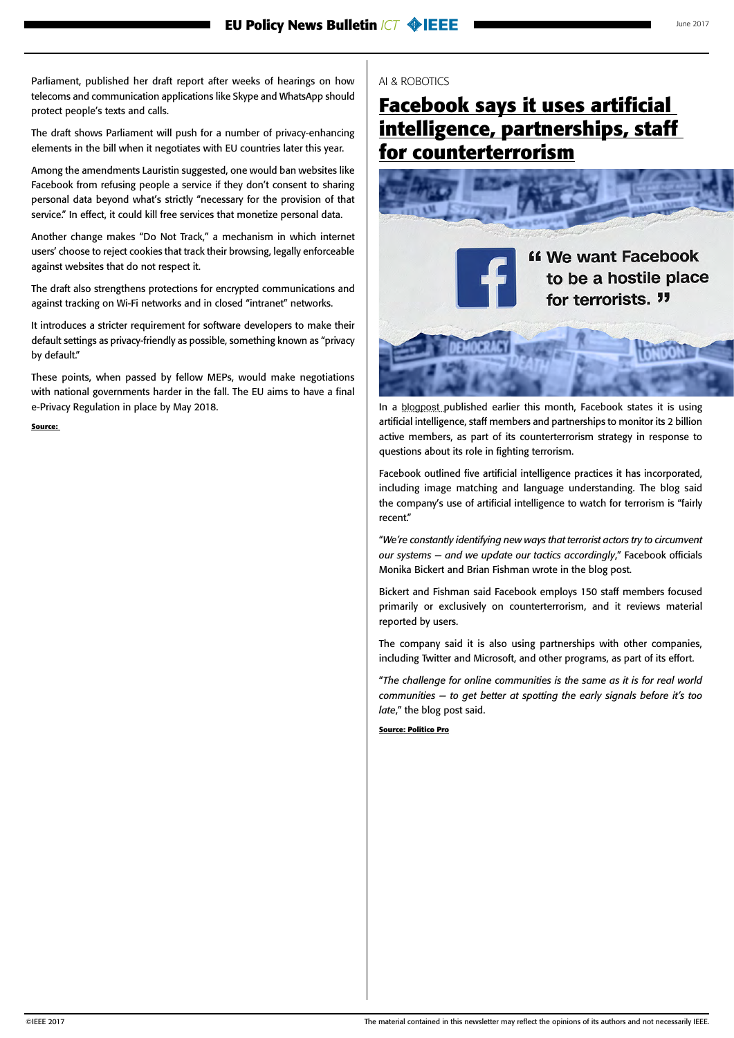Parliament, published her draft report after weeks of hearings on how telecoms and communication applications like Skype and WhatsApp should protect people's texts and calls.

The draft shows Parliament will push for a number of privacy-enhancing elements in the bill when it negotiates with EU countries later this year.

Among the amendments Lauristin suggested, one would ban websites like Facebook from refusing people a service if they don't consent to sharing personal data beyond what's strictly "necessary for the provision of that service." In effect, it could kill free services that monetize personal data.

Another change makes "Do Not Track," a mechanism in which internet users' choose to reject cookies that track their browsing, legally enforceable against websites that do not respect it.

The draft also strengthens protections for encrypted communications and against tracking on Wi-Fi networks and in closed "intranet" networks.

It introduces a stricter requirement for software developers to make their default settings as privacy-friendly as possible, something known as "privacy by default."

These points, when passed by fellow MEPs, would make negotiations with national governments harder in the fall. The EU aims to have a final e-Privacy Regulation in place by May 2018.

**Source:**

AI & ROBOTICS

## Facebook says it uses artificial intelligence, partnerships, staff for counterterrorism

" We want Facebook to be a hostile place for terrorists. "

In a blogpost published earlier this month, Facebook states it is using artificial intelligence, staff members and partnerships to monitor its 2 billion active members, as part of its counterterrorism strategy in response to questions about its role in fighting terrorism.

Facebook outlined five artificial intelligence practices it has incorporated, including image matching and language understanding. The blog said the company's use of artificial intelligence to watch for terrorism is "fairly recent."

"*We're constantly identifying new ways that terrorist actors try to circumvent our systems — and we update our tactics accordingly*," Facebook officials Monika Bickert and Brian Fishman wrote in the blog post.

Bickert and Fishman said Facebook employs 150 staff members focused primarily or exclusively on counterterrorism, and it reviews material reported by users.

The company said it is also using partnerships with other companies, including Twitter and Microsoft, and other programs, as part of its effort.

"*The challenge for online communities is the same as it is for real world communities — to get better at spotting the early signals before it's too late*," the blog post said.

**Source: Politico Pro**